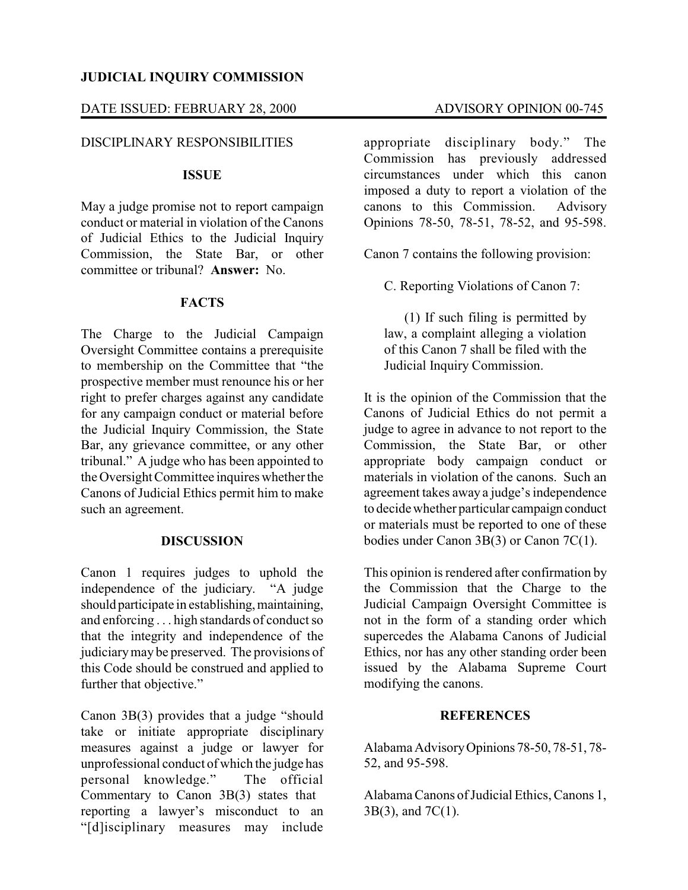**JUDICIAL INQUIRY COMMISSION**

DATE ISSUED: FEBRUARY 28, 2000 ADVISORY OPINION 00-745

DISCIPLINARY RESPONSIBILITIES

### ISSUE

May a judge promise not to report campaign conduct or material in violation of the Canons of Judicial Ethics to the Judicial Inquiry Commission, the State Bar, or other committee or tribunal? **Answer:** No.

### FACTS

The Charge to the Judicial Campaign Oversight Committee contains a prerequisite to membership on the Committee that "the prospective member must renounce his or her right to prefer charges against any candidate for any campaign conduct or material before the Judicial Inquiry Commission, the State Bar, any grievance committee, or any other tribunal." A judge who has been appointed to the Oversight Committee inquires whether the Canons of Judicial Ethics permit him to make such an agreement.

### DISCUSSION

Canon 1 requires judges to uphold the independence of the judiciary. "A judge should participate in establishing, maintaining, and enforcing . . . high standards of conduct so that the integrity and independence of the judiciary may be preserved. The provisions of this Code should be construed and applied to further that objective."

Canon 3B(3) provides that a judge "should take or initiate appropriate disciplinary measures against a judge or lawyer for unprofessional conduct of which the judge has personal knowledge." The official Commentary to Canon 3B(3) states that reporting a lawyer's misconduct to an "[d]isciplinary measures may include appropriate disciplinary body." The Commission has previously addressed circumstances under which this canon imposed a duty to report a violation of the canons to this Commission. Advisory Opinions 78-50, 78-51, 78-52, and 95-598.

Canon 7 contains the following provision:

> C. Reporting Violations of Canon 7:
>
> (1) If such filing is permitted by law, a complaint alleging a violation of this Canon 7 shall be filed with the Judicial Inquiry Commission.

It is the opinion of the Commission that the Canons of Judicial Ethics do not permit a judge to agree in advance to not report to the Commission, the State Bar, or other appropriate body campaign conduct or materials in violation of the canons. Such an agreement takes away a judge's independence to decide whether particular campaign conduct or materials must be reported to one of these bodies under Canon 3B(3) or Canon 7C(1).

This opinion is rendered after confirmation by the Commission that the Charge to the Judicial Campaign Oversight Committee is not in the form of a standing order which supercedes the Alabama Canons of Judicial Ethics, nor has any other standing order been issued by the Alabama Supreme Court modifying the canons.

### REFERENCES

Alabama Advisory Opinions 78-50, 78-51, 78-52, and 95-598.

Alabama Canons of Judicial Ethics, Canons 1, 3B(3), and 7C(1).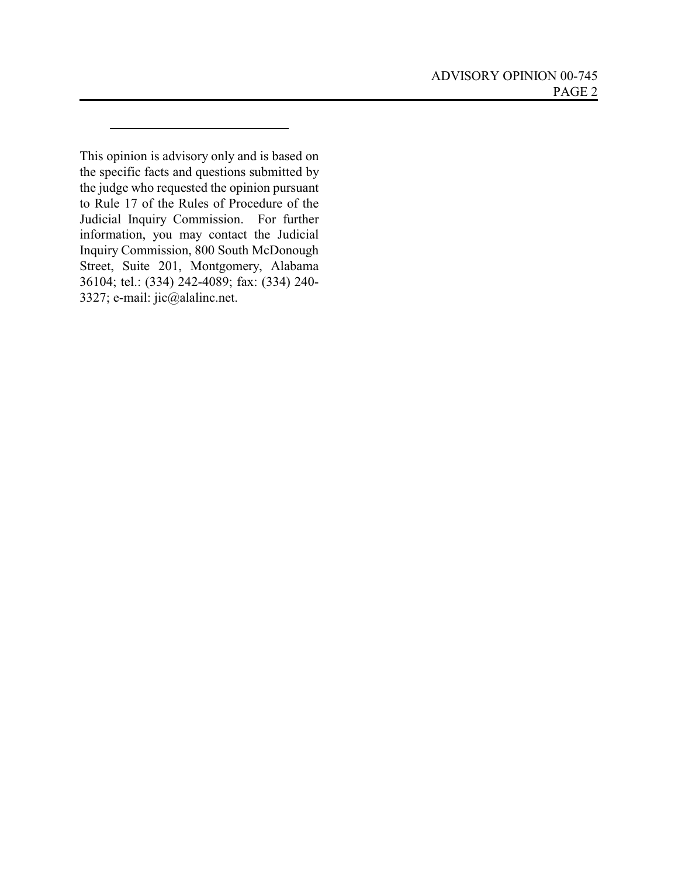---

This opinion is advisory only and is based on the specific facts and questions submitted by the judge who requested the opinion pursuant to Rule 17 of the Rules of Procedure of the Judicial Inquiry Commission. For further information, you may contact the Judicial Inquiry Commission, 800 South McDonough Street, Suite 201, Montgomery, Alabama 36104; tel.: (334) 242-4089; fax: (334) 240-3327; e-mail: jic@alalinc.net.